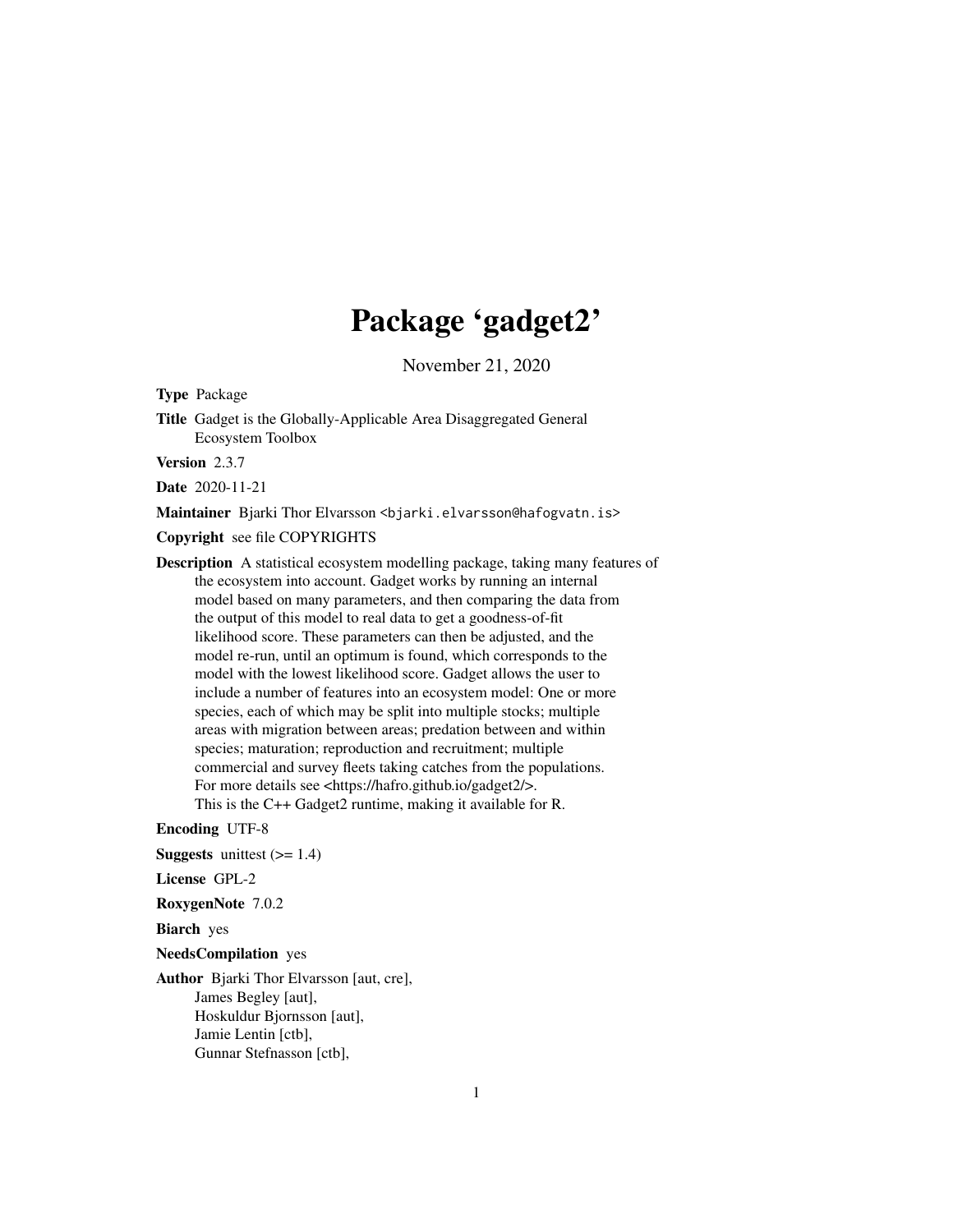# Package 'gadget2'

November 21, 2020

**Type** Package

**Title** Gadget is the Globally-Applicable Area Disaggregated General Ecosystem Toolbox

**Version** 2.3.7

**Date** 2020-11-21

**Maintainer** Bjarki Thor Elvarsson <bjarki.elvarsson@hafogvatn.is>

**Copyright** see file COPYRIGHTS

**Description** A statistical ecosystem modelling package, taking many features of the ecosystem into account. Gadget works by running an internal model based on many parameters, and then comparing the data from the output of this model to real data to get a goodness-of-fit likelihood score. These parameters can then be adjusted, and the model re-run, until an optimum is found, which corresponds to the model with the lowest likelihood score. Gadget allows the user to include a number of features into an ecosystem model: One or more species, each of which may be split into multiple stocks; multiple areas with migration between areas; predation between and within species; maturation; reproduction and recruitment; multiple commercial and survey fleets taking catches from the populations. For more details see <https://hafro.github.io/gadget2/>. This is the C++ Gadget2 runtime, making it available for R.

**Encoding** UTF-8

**Suggests** unittest (>= 1.4)

**License** GPL-2

**RoxygenNote** 7.0.2

**Biarch** yes

**NeedsCompilation** yes

**Author** Bjarki Thor Elvarsson [aut, cre],
James Begley [aut],
Hoskuldur Bjornsson [aut],
Jamie Lentin [ctb],
Gunnar Stefnasson [ctb],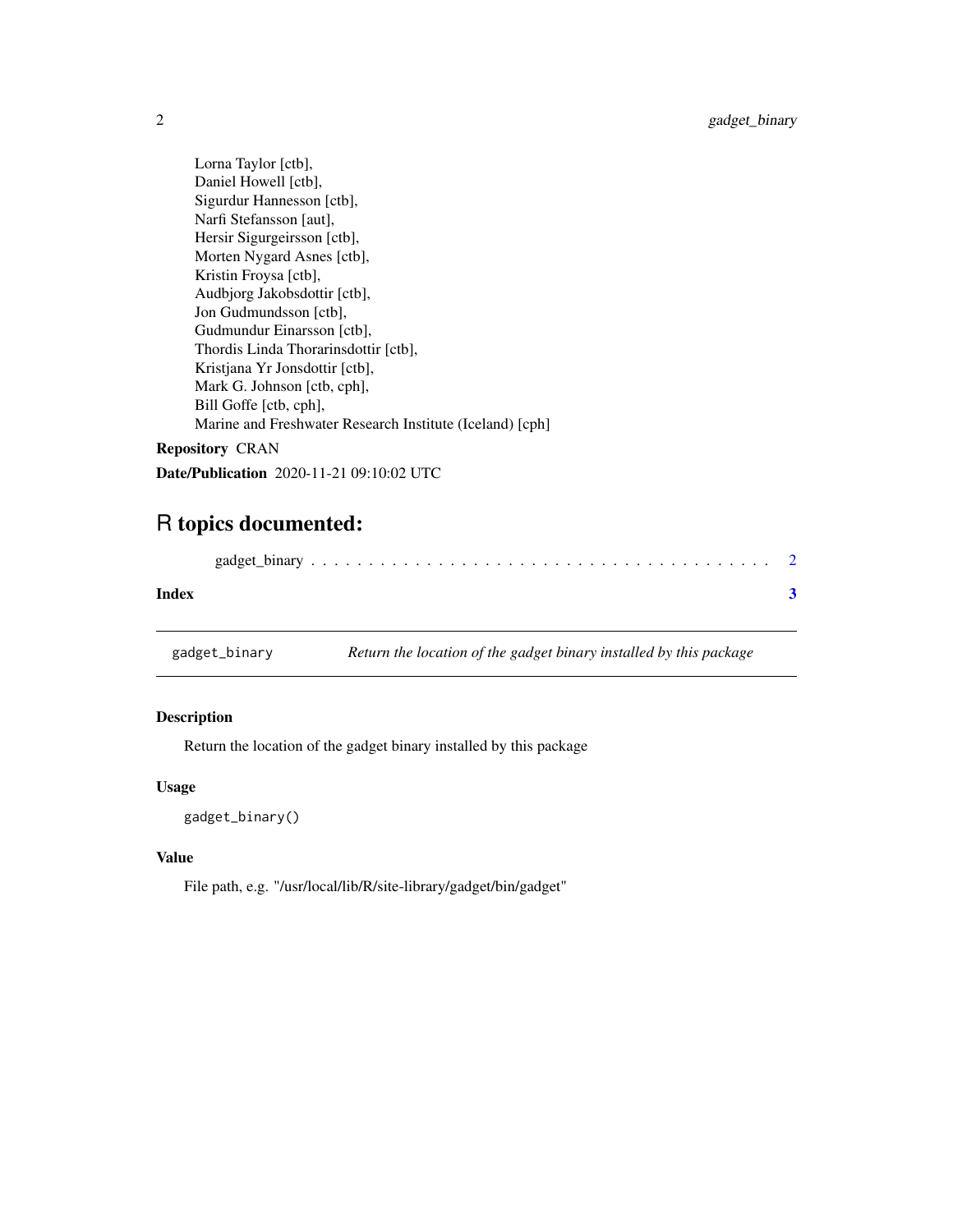Lorna Taylor [ctb],
Daniel Howell [ctb],
Sigurdur Hannesson [ctb],
Narfi Stefansson [aut],
Hersir Sigurgeirsson [ctb],
Morten Nygard Asnes [ctb],
Kristin Froysa [ctb],
Audbjorg Jakobsdottir [ctb],
Jon Gudmundsson [ctb],
Gudmundur Einarsson [ctb],
Thordis Linda Thorarinsdottir [ctb],
Kristjana Yr Jonsdottir [ctb],
Mark G. Johnson [ctb, cph],
Bill Goffe [ctb, cph],
Marine and Freshwater Research Institute (Iceland) [cph]

**Repository** CRAN

**Date/Publication** 2020-11-21 09:10:02 UTC

# R topics documented:

gadget_binary . . . . . . . . . . . . . . . . . . . . . . . . . . . . . . . . . . . . . . 2

**Index** **3**

---

`gadget_binary` *Return the location of the gadget binary installed by this package*

---

### Description

Return the location of the gadget binary installed by this package

### Usage

```
gadget_binary()
```

### Value

File path, e.g. "/usr/local/lib/R/site-library/gadget/bin/gadget"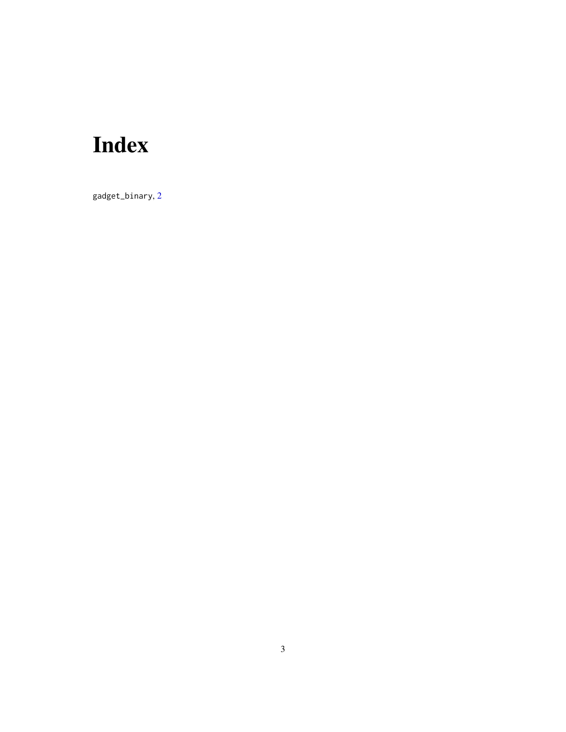# Index

gadget_binary, 2